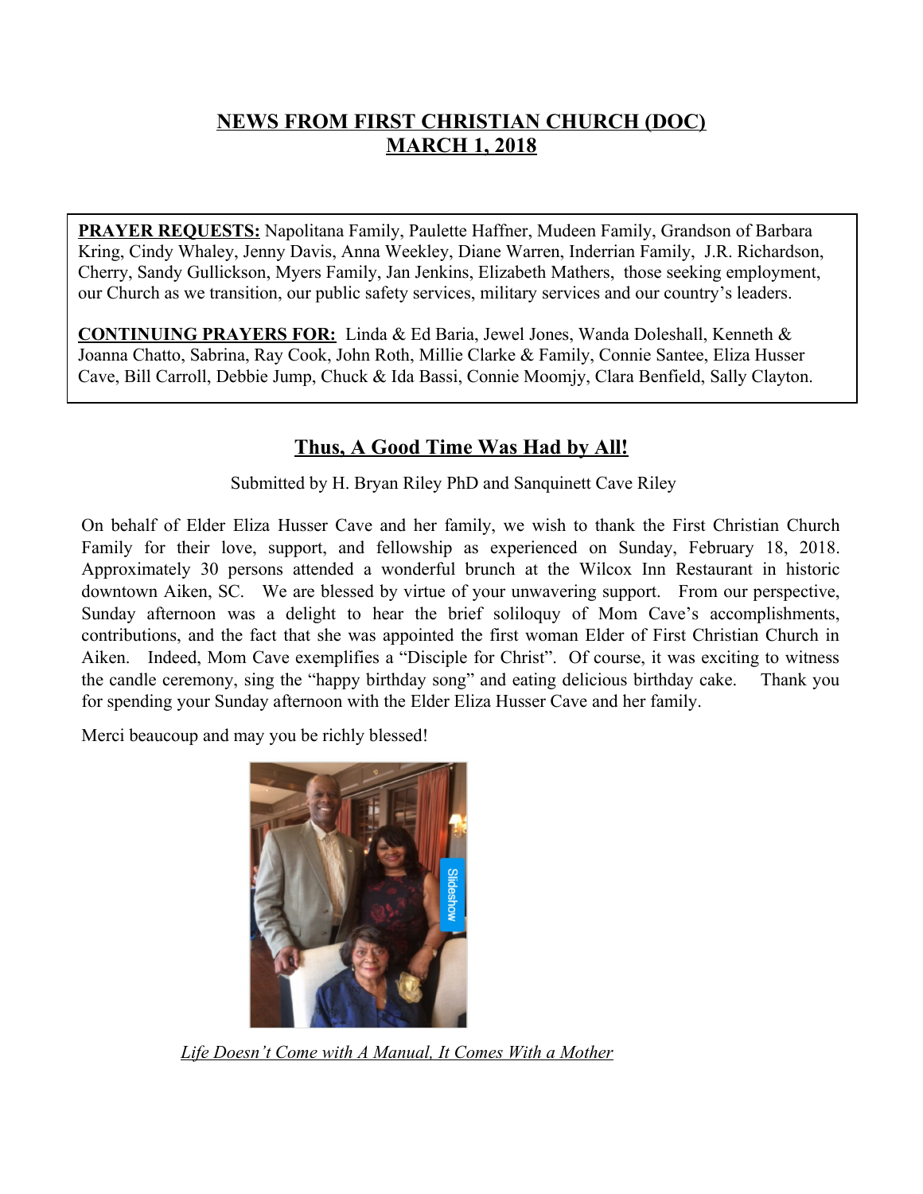# NEWS FROM FIRST CHRISTIAN CHURCH (DOC)
# MARCH 1, 2018

**PRAYER REQUESTS:** Napolitana Family, Paulette Haffner, Mudeen Family, Grandson of Barbara Kring, Cindy Whaley, Jenny Davis, Anna Weekley, Diane Warren, Inderrian Family, J.R. Richardson, Cherry, Sandy Gullickson, Myers Family, Jan Jenkins, Elizabeth Mathers, those seeking employment, our Church as we transition, our public safety services, military services and our country's leaders.

**CONTINUING PRAYERS FOR:** Linda & Ed Baria, Jewel Jones, Wanda Doleshall, Kenneth & Joanna Chatto, Sabrina, Ray Cook, John Roth, Millie Clarke & Family, Connie Santee, Eliza Husser Cave, Bill Carroll, Debbie Jump, Chuck & Ida Bassi, Connie Moomjy, Clara Benfield, Sally Clayton.

## Thus, A Good Time Was Had by All!

Submitted by H. Bryan Riley PhD and Sanquinett Cave Riley

On behalf of Elder Eliza Husser Cave and her family, we wish to thank the First Christian Church Family for their love, support, and fellowship as experienced on Sunday, February 18, 2018. Approximately 30 persons attended a wonderful brunch at the Wilcox Inn Restaurant in historic downtown Aiken, SC. We are blessed by virtue of your unwavering support. From our perspective, Sunday afternoon was a delight to hear the brief soliloquy of Mom Cave's accomplishments, contributions, and the fact that she was appointed the first woman Elder of First Christian Church in Aiken. Indeed, Mom Cave exemplifies a "Disciple for Christ". Of course, it was exciting to witness the candle ceremony, sing the "happy birthday song" and eating delicious birthday cake. Thank you for spending your Sunday afternoon with the Elder Eliza Husser Cave and her family.

Merci beaucoup and may you be richly blessed!

*Life Doesn't Come with A Manual, It Comes With a Mother*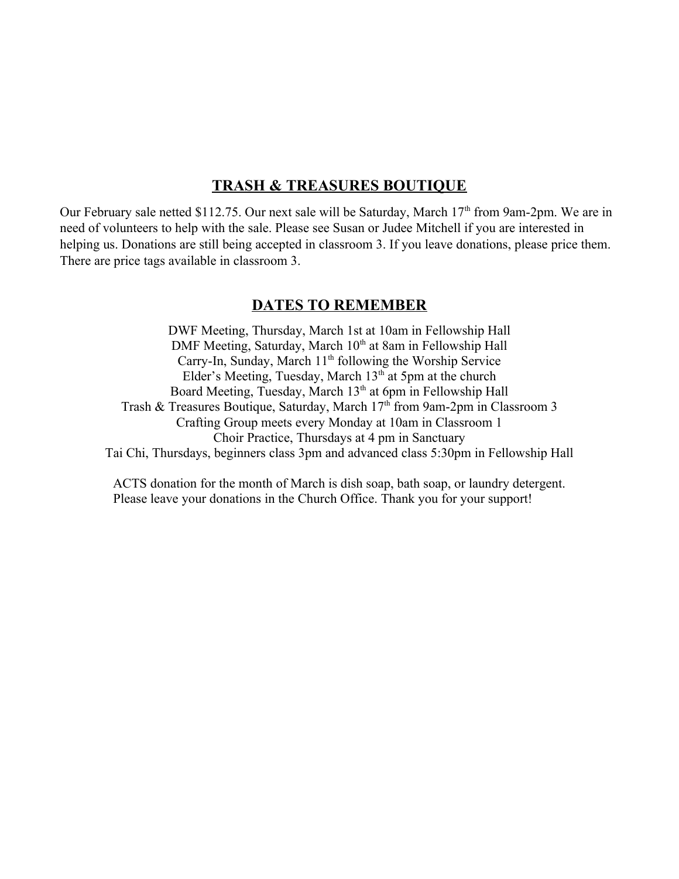## TRASH & TREASURES BOUTIQUE

Our February sale netted $112.75. Our next sale will be Saturday, March 17th from 9am-2pm. We are in need of volunteers to help with the sale. Please see Susan or Judee Mitchell if you are interested in helping us. Donations are still being accepted in classroom 3. If you leave donations, please price them. There are price tags available in classroom 3.

## DATES TO REMEMBER

DWF Meeting, Thursday, March 1st at 10am in Fellowship Hall
DMF Meeting, Saturday, March 10th at 8am in Fellowship Hall
Carry-In, Sunday, March 11th following the Worship Service
Elder's Meeting, Tuesday, March 13th at 5pm at the church
Board Meeting, Tuesday, March 13th at 6pm in Fellowship Hall
Trash & Treasures Boutique, Saturday, March 17th from 9am-2pm in Classroom 3
Crafting Group meets every Monday at 10am in Classroom 1
Choir Practice, Thursdays at 4 pm in Sanctuary
Tai Chi, Thursdays, beginners class 3pm and advanced class 5:30pm in Fellowship Hall

ACTS donation for the month of March is dish soap, bath soap, or laundry detergent. Please leave your donations in the Church Office. Thank you for your support!